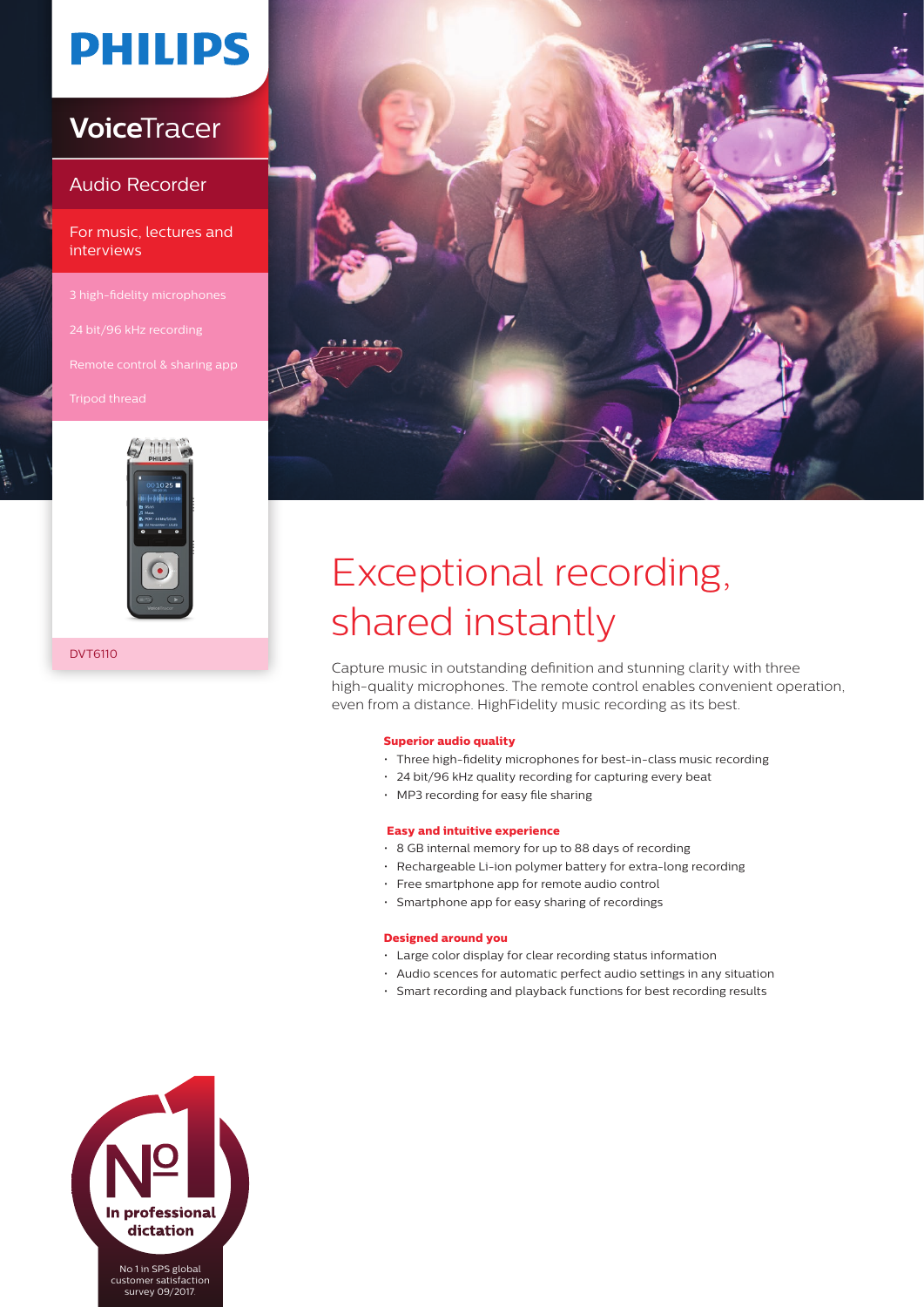# PHILIPS

## VoiceTracer

### Audio Recorder

For music, lectures and interviews

- 3 high-fidelity microphones
- 24 bit/96 kHz recording
- Remote control & sharing app
- Tripod thread

DVT6110

# Exceptional recording, shared instantly

Capture music in outstanding definition and stunning clarity with three high-quality microphones. The remote control enables convenient operation, even from a distance. HighFidelity music recording as its best.

**Superior audio quality**

- Three high-fidelity microphones for best-in-class music recording
- 24 bit/96 kHz quality recording for capturing every beat
- MP3 recording for easy file sharing

**Easy and intuitive experience**

- 8 GB internal memory for up to 88 days of recording
- Rechargeable Li-ion polymer battery for extra-long recording
- Free smartphone app for remote audio control
- Smartphone app for easy sharing of recordings

**Designed around you**

- Large color display for clear recording status information
- Audio scences for automatic perfect audio settings in any situation
- Smart recording and playback functions for best recording results

№1 In professional dictation

No 1 in SPS global customer satisfaction survey 09/2017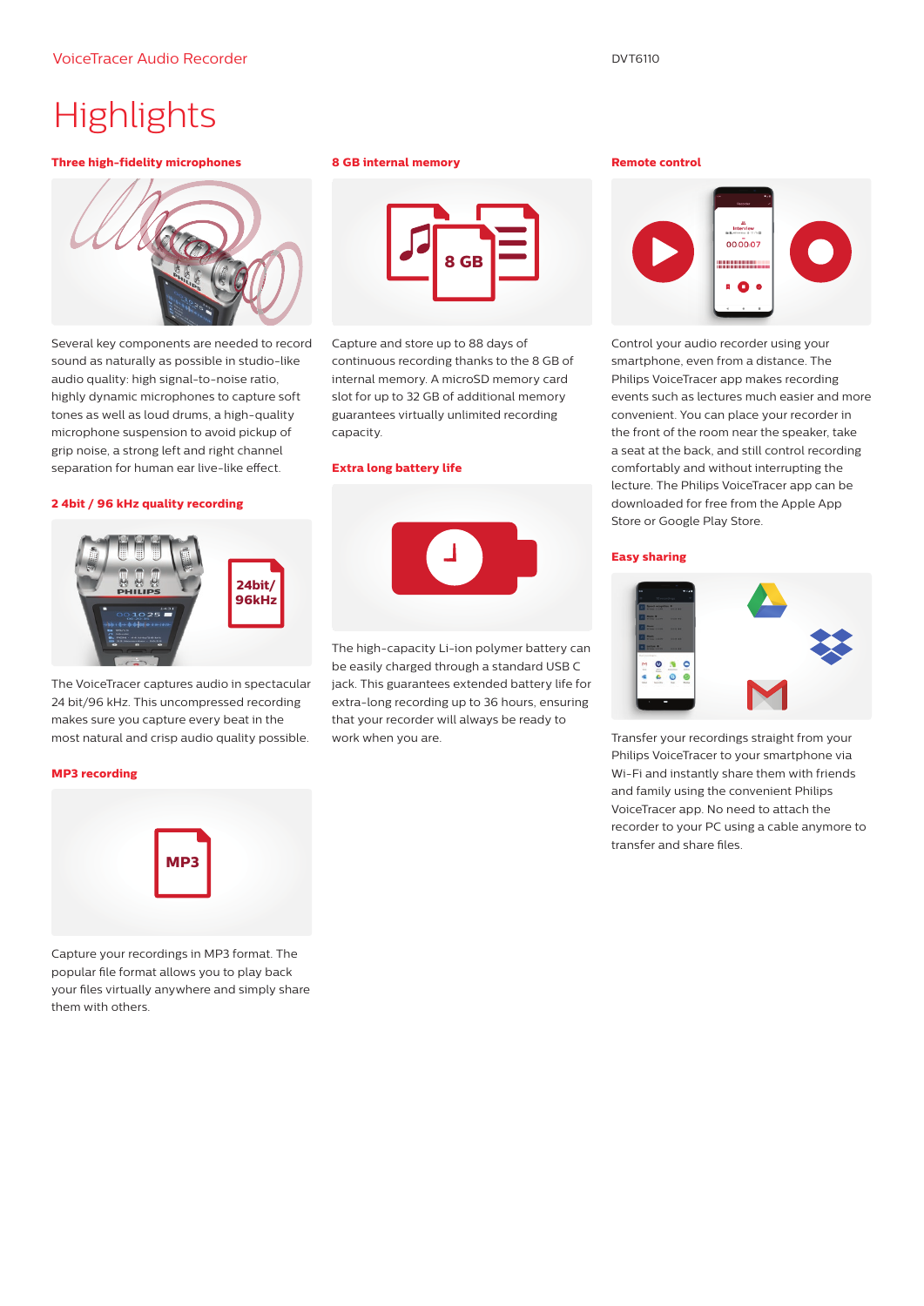# Highlights

### Three high-fidelity microphones

Several key components are needed to record sound as naturally as possible in studio-like audio quality: high signal-to-noise ratio, highly dynamic microphones to capture soft tones as well as loud drums, a high-quality microphone suspension to avoid pickup of grip noise, a strong left and right channel separation for human ear live-like effect.

### 2 4bit / 96 kHz quality recording

The VoiceTracer captures audio in spectacular 24 bit/96 kHz. This uncompressed recording makes sure you capture every beat in the most natural and crisp audio quality possible.

### MP3 recording

Capture your recordings in MP3 format. The popular file format allows you to play back your files virtually anywhere and simply share them with others.

### 8 GB internal memory

Capture and store up to 88 days of continuous recording thanks to the 8 GB of internal memory. A microSD memory card slot for up to 32 GB of additional memory guarantees virtually unlimited recording capacity.

### Extra long battery life

The high-capacity Li-ion polymer battery can be easily charged through a standard USB C jack. This guarantees extended battery life for extra-long recording up to 36 hours, ensuring that your recorder will always be ready to work when you are.

### Remote control

Control your audio recorder using your smartphone, even from a distance. The Philips VoiceTracer app makes recording events such as lectures much easier and more convenient. You can place your recorder in the front of the room near the speaker, take a seat at the back, and still control recording comfortably and without interrupting the lecture. The Philips VoiceTracer app can be downloaded for free from the Apple App Store or Google Play Store.

### Easy sharing

Transfer your recordings straight from your Philips VoiceTracer to your smartphone via Wi-Fi and instantly share them with friends and family using the convenient Philips VoiceTracer app. No need to attach the recorder to your PC using a cable anymore to transfer and share files.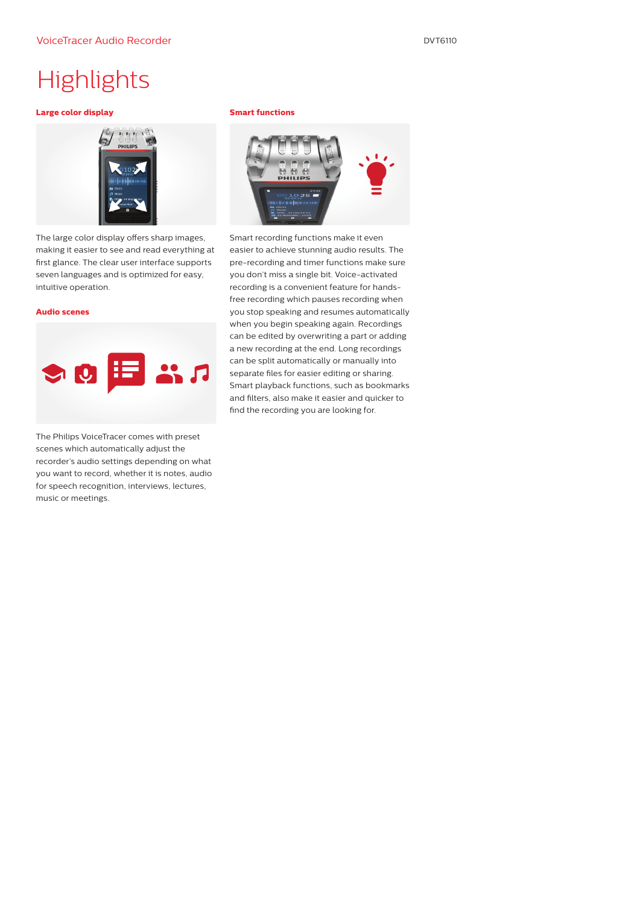# Highlights

### Large color display

The large color display offers sharp images, making it easier to see and read everything at first glance. The clear user interface supports seven languages and is optimized for easy, intuitive operation.

### Audio scenes

The Philips VoiceTracer comes with preset scenes which automatically adjust the recorder's audio settings depending on what you want to record, whether it is notes, audio for speech recognition, interviews, lectures, music or meetings.

### Smart functions

Smart recording functions make it even easier to achieve stunning audio results. The pre-recording and timer functions make sure you don't miss a single bit. Voice-activated recording is a convenient feature for hands-free recording which pauses recording when you stop speaking and resumes automatically when you begin speaking again. Recordings can be edited by overwriting a part or adding a new recording at the end. Long recordings can be split automatically or manually into separate files for easier editing or sharing. Smart playback functions, such as bookmarks and filters, also make it easier and quicker to find the recording you are looking for.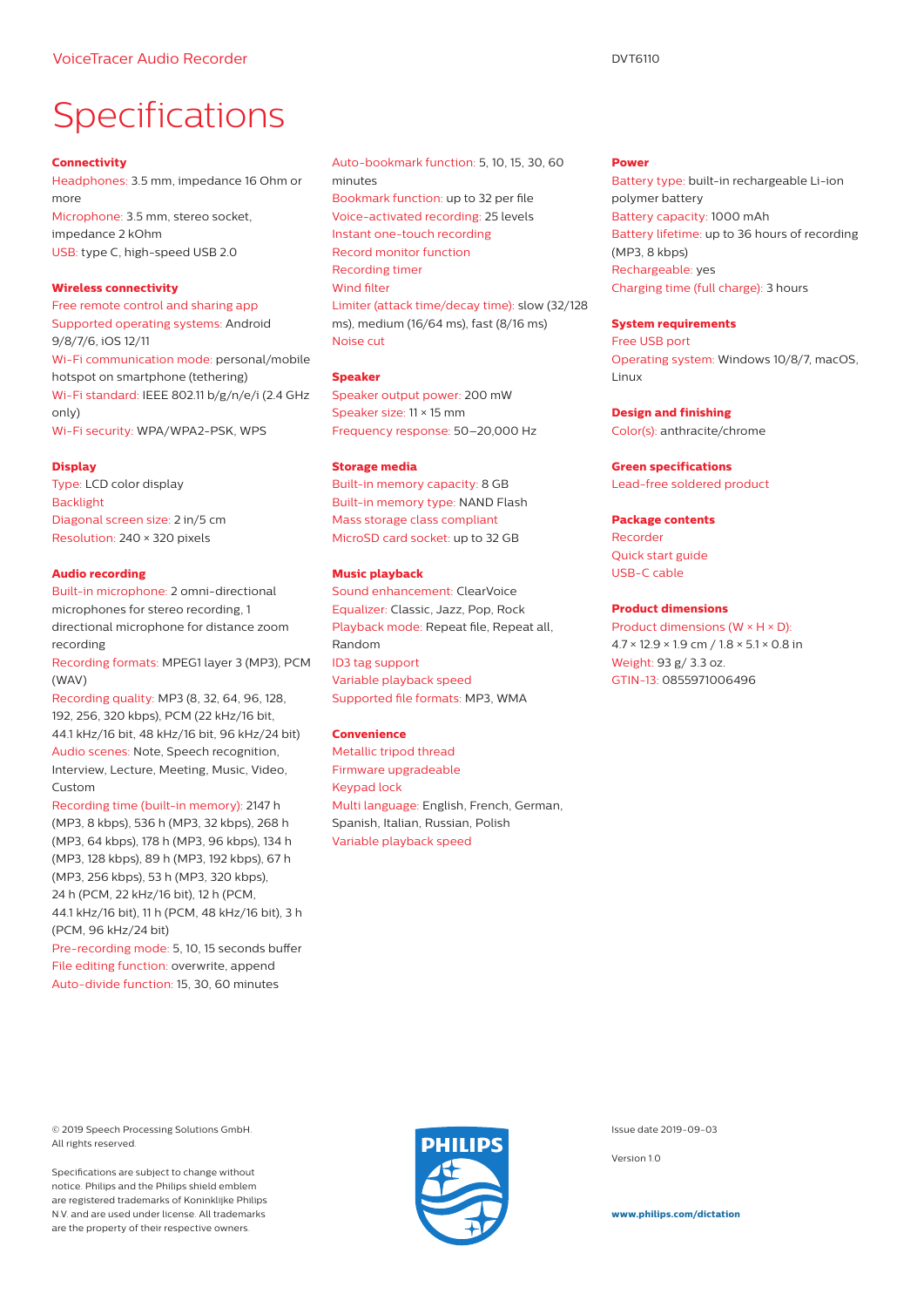# Specifications

### Connectivity

Headphones: 3.5 mm, impedance 16 Ohm or more
Microphone: 3.5 mm, stereo socket, impedance 2 kOhm
USB: type C, high-speed USB 2.0

### Wireless connectivity

Free remote control and sharing app
Supported operating systems: Android 9/8/7/6, iOS 12/11
Wi-Fi communication mode: personal/mobile hotspot on smartphone (tethering)
Wi-Fi standard: IEEE 802.11 b/g/n/e/i (2.4 GHz only)
Wi-Fi security: WPA/WPA2-PSK, WPS

### Display

Type: LCD color display
Backlight
Diagonal screen size: 2 in/5 cm
Resolution: 240 × 320 pixels

### Audio recording

Built-in microphone: 2 omni-directional microphones for stereo recording, 1 directional microphone for distance zoom recording
Recording formats: MPEG1 layer 3 (MP3), PCM (WAV)
Recording quality: MP3 (8, 32, 64, 96, 128, 192, 256, 320 kbps), PCM (22 kHz/16 bit, 44.1 kHz/16 bit, 48 kHz/16 bit, 96 kHz/24 bit)
Audio scenes: Note, Speech recognition, Interview, Lecture, Meeting, Music, Video, Custom
Recording time (built-in memory): 2147 h (MP3, 8 kbps), 536 h (MP3, 32 kbps), 268 h (MP3, 64 kbps), 178 h (MP3, 96 kbps), 134 h (MP3, 128 kbps), 89 h (MP3, 192 kbps), 67 h (MP3, 256 kbps), 53 h (MP3, 320 kbps), 24 h (PCM, 22 kHz/16 bit), 12 h (PCM, 44.1 kHz/16 bit), 11 h (PCM, 48 kHz/16 bit), 3 h (PCM, 96 kHz/24 bit)
Pre-recording mode: 5, 10, 15 seconds buffer
File editing function: overwrite, append
Auto-divide function: 15, 30, 60 minutes
Auto-bookmark function: 5, 10, 15, 30, 60 minutes
Bookmark function: up to 32 per file
Voice-activated recording: 25 levels
Instant one-touch recording
Record monitor function
Recording timer
Wind filter
Limiter (attack time/decay time): slow (32/128 ms), medium (16/64 ms), fast (8/16 ms)
Noise cut

### Speaker

Speaker output power: 200 mW
Speaker size: 11 × 15 mm
Frequency response: 50–20,000 Hz

### Storage media

Built-in memory capacity: 8 GB
Built-in memory type: NAND Flash
Mass storage class compliant
MicroSD card socket: up to 32 GB

### Music playback

Sound enhancement: ClearVoice
Equalizer: Classic, Jazz, Pop, Rock
Playback mode: Repeat file, Repeat all, Random
ID3 tag support
Variable playback speed
Supported file formats: MP3, WMA

### Convenience

Metallic tripod thread
Firmware upgradeable
Keypad lock
Multi language: English, French, German, Spanish, Italian, Russian, Polish
Variable playback speed

### Power

Battery type: built-in rechargeable Li-ion polymer battery
Battery capacity: 1000 mAh
Battery lifetime: up to 36 hours of recording (MP3, 8 kbps)
Rechargeable: yes
Charging time (full charge): 3 hours

### System requirements

Free USB port
Operating system: Windows 10/8/7, macOS, Linux

### Design and finishing

Color(s): anthracite/chrome

### Green specifications

Lead-free soldered product

### Package contents

Recorder
Quick start guide
USB-C cable

### Product dimensions

Product dimensions (W × H × D): 4.7 × 12.9 × 1.9 cm / 1.8 × 5.1 × 0.8 in
Weight: 93 g/ 3.3 oz.
GTIN-13: 0855971006496

© 2019 Speech Processing Solutions GmbH. All rights reserved.

Specifications are subject to change without notice. Philips and the Philips shield emblem are registered trademarks of Koninklijke Philips N.V. and are used under license. All trademarks are the property of their respective owners.

Issue date 2019-09-03

Version 1.0

www.philips.com/dictation